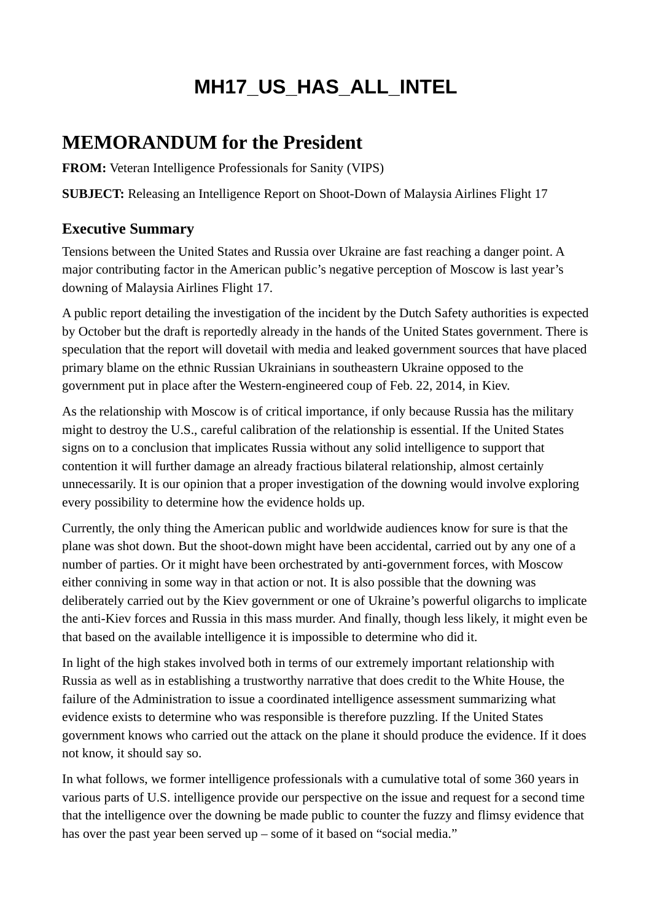# MH17_US_HAS_ALL_INTEL

## MEMORANDUM for the President

**FROM:** Veteran Intelligence Professionals for Sanity (VIPS)

**SUBJECT:** Releasing an Intelligence Report on Shoot-Down of Malaysia Airlines Flight 17

### Executive Summary

Tensions between the United States and Russia over Ukraine are fast reaching a danger point. A major contributing factor in the American public's negative perception of Moscow is last year's downing of Malaysia Airlines Flight 17.

A public report detailing the investigation of the incident by the Dutch Safety authorities is expected by October but the draft is reportedly already in the hands of the United States government. There is speculation that the report will dovetail with media and leaked government sources that have placed primary blame on the ethnic Russian Ukrainians in southeastern Ukraine opposed to the government put in place after the Western-engineered coup of Feb. 22, 2014, in Kiev.

As the relationship with Moscow is of critical importance, if only because Russia has the military might to destroy the U.S., careful calibration of the relationship is essential. If the United States signs on to a conclusion that implicates Russia without any solid intelligence to support that contention it will further damage an already fractious bilateral relationship, almost certainly unnecessarily. It is our opinion that a proper investigation of the downing would involve exploring every possibility to determine how the evidence holds up.

Currently, the only thing the American public and worldwide audiences know for sure is that the plane was shot down. But the shoot-down might have been accidental, carried out by any one of a number of parties. Or it might have been orchestrated by anti-government forces, with Moscow either conniving in some way in that action or not. It is also possible that the downing was deliberately carried out by the Kiev government or one of Ukraine's powerful oligarchs to implicate the anti-Kiev forces and Russia in this mass murder. And finally, though less likely, it might even be that based on the available intelligence it is impossible to determine who did it.

In light of the high stakes involved both in terms of our extremely important relationship with Russia as well as in establishing a trustworthy narrative that does credit to the White House, the failure of the Administration to issue a coordinated intelligence assessment summarizing what evidence exists to determine who was responsible is therefore puzzling. If the United States government knows who carried out the attack on the plane it should produce the evidence. If it does not know, it should say so.

In what follows, we former intelligence professionals with a cumulative total of some 360 years in various parts of U.S. intelligence provide our perspective on the issue and request for a second time that the intelligence over the downing be made public to counter the fuzzy and flimsy evidence that has over the past year been served up – some of it based on "social media."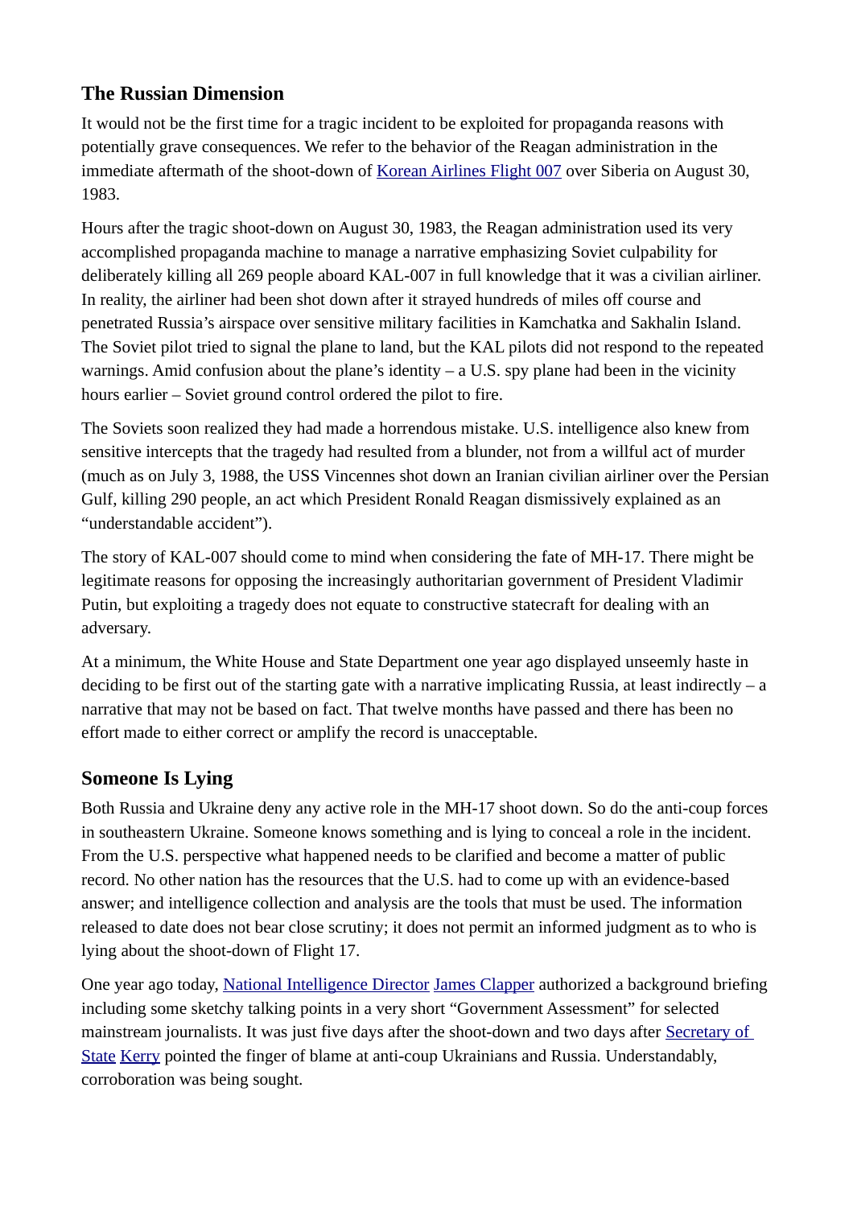## The Russian Dimension

It would not be the first time for a tragic incident to be exploited for propaganda reasons with potentially grave consequences. We refer to the behavior of the Reagan administration in the immediate aftermath of the shoot-down of Korean Airlines Flight 007 over Siberia on August 30, 1983.

Hours after the tragic shoot-down on August 30, 1983, the Reagan administration used its very accomplished propaganda machine to manage a narrative emphasizing Soviet culpability for deliberately killing all 269 people aboard KAL-007 in full knowledge that it was a civilian airliner. In reality, the airliner had been shot down after it strayed hundreds of miles off course and penetrated Russia's airspace over sensitive military facilities in Kamchatka and Sakhalin Island. The Soviet pilot tried to signal the plane to land, but the KAL pilots did not respond to the repeated warnings. Amid confusion about the plane's identity – a U.S. spy plane had been in the vicinity hours earlier – Soviet ground control ordered the pilot to fire.

The Soviets soon realized they had made a horrendous mistake. U.S. intelligence also knew from sensitive intercepts that the tragedy had resulted from a blunder, not from a willful act of murder (much as on July 3, 1988, the USS Vincennes shot down an Iranian civilian airliner over the Persian Gulf, killing 290 people, an act which President Ronald Reagan dismissively explained as an "understandable accident").

The story of KAL-007 should come to mind when considering the fate of MH-17. There might be legitimate reasons for opposing the increasingly authoritarian government of President Vladimir Putin, but exploiting a tragedy does not equate to constructive statecraft for dealing with an adversary.

At a minimum, the White House and State Department one year ago displayed unseemly haste in deciding to be first out of the starting gate with a narrative implicating Russia, at least indirectly – a narrative that may not be based on fact. That twelve months have passed and there has been no effort made to either correct or amplify the record is unacceptable.

## Someone Is Lying

Both Russia and Ukraine deny any active role in the MH-17 shoot down. So do the anti-coup forces in southeastern Ukraine. Someone knows something and is lying to conceal a role in the incident. From the U.S. perspective what happened needs to be clarified and become a matter of public record. No other nation has the resources that the U.S. had to come up with an evidence-based answer; and intelligence collection and analysis are the tools that must be used. The information released to date does not bear close scrutiny; it does not permit an informed judgment as to who is lying about the shoot-down of Flight 17.

One year ago today, National Intelligence Director James Clapper authorized a background briefing including some sketchy talking points in a very short "Government Assessment" for selected mainstream journalists. It was just five days after the shoot-down and two days after Secretary of State Kerry pointed the finger of blame at anti-coup Ukrainians and Russia. Understandably, corroboration was being sought.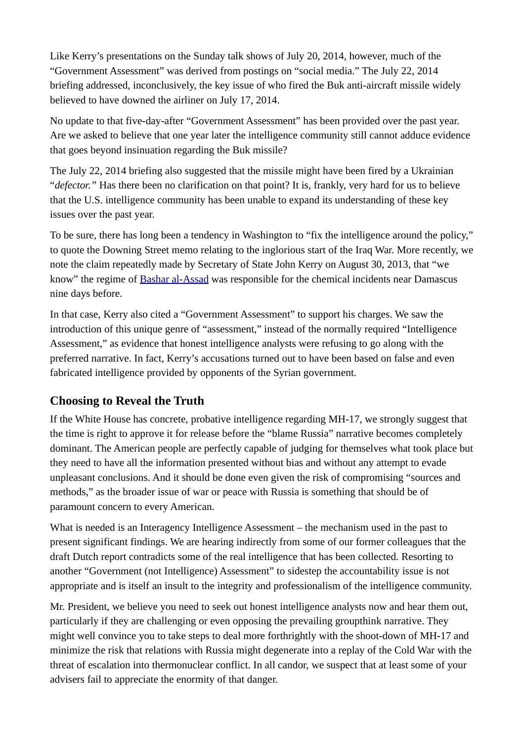Like Kerry's presentations on the Sunday talk shows of July 20, 2014, however, much of the "Government Assessment" was derived from postings on "social media." The July 22, 2014 briefing addressed, inconclusively, the key issue of who fired the Buk anti-aircraft missile widely believed to have downed the airliner on July 17, 2014.

No update to that five-day-after "Government Assessment" has been provided over the past year. Are we asked to believe that one year later the intelligence community still cannot adduce evidence that goes beyond insinuation regarding the Buk missile?

The July 22, 2014 briefing also suggested that the missile might have been fired by a Ukrainian "*defector.*" Has there been no clarification on that point? It is, frankly, very hard for us to believe that the U.S. intelligence community has been unable to expand its understanding of these key issues over the past year.

To be sure, there has long been a tendency in Washington to "fix the intelligence around the policy," to quote the Downing Street memo relating to the inglorious start of the Iraq War. More recently, we note the claim repeatedly made by Secretary of State John Kerry on August 30, 2013, that "we know" the regime of Bashar al-Assad was responsible for the chemical incidents near Damascus nine days before.

In that case, Kerry also cited a "Government Assessment" to support his charges. We saw the introduction of this unique genre of "assessment," instead of the normally required "Intelligence Assessment," as evidence that honest intelligence analysts were refusing to go along with the preferred narrative. In fact, Kerry's accusations turned out to have been based on false and even fabricated intelligence provided by opponents of the Syrian government.

## Choosing to Reveal the Truth

If the White House has concrete, probative intelligence regarding MH-17, we strongly suggest that the time is right to approve it for release before the "blame Russia" narrative becomes completely dominant. The American people are perfectly capable of judging for themselves what took place but they need to have all the information presented without bias and without any attempt to evade unpleasant conclusions. And it should be done even given the risk of compromising "sources and methods," as the broader issue of war or peace with Russia is something that should be of paramount concern to every American.

What is needed is an Interagency Intelligence Assessment – the mechanism used in the past to present significant findings. We are hearing indirectly from some of our former colleagues that the draft Dutch report contradicts some of the real intelligence that has been collected. Resorting to another "Government (not Intelligence) Assessment" to sidestep the accountability issue is not appropriate and is itself an insult to the integrity and professionalism of the intelligence community.

Mr. President, we believe you need to seek out honest intelligence analysts now and hear them out, particularly if they are challenging or even opposing the prevailing groupthink narrative. They might well convince you to take steps to deal more forthrightly with the shoot-down of MH-17 and minimize the risk that relations with Russia might degenerate into a replay of the Cold War with the threat of escalation into thermonuclear conflict. In all candor, we suspect that at least some of your advisers fail to appreciate the enormity of that danger.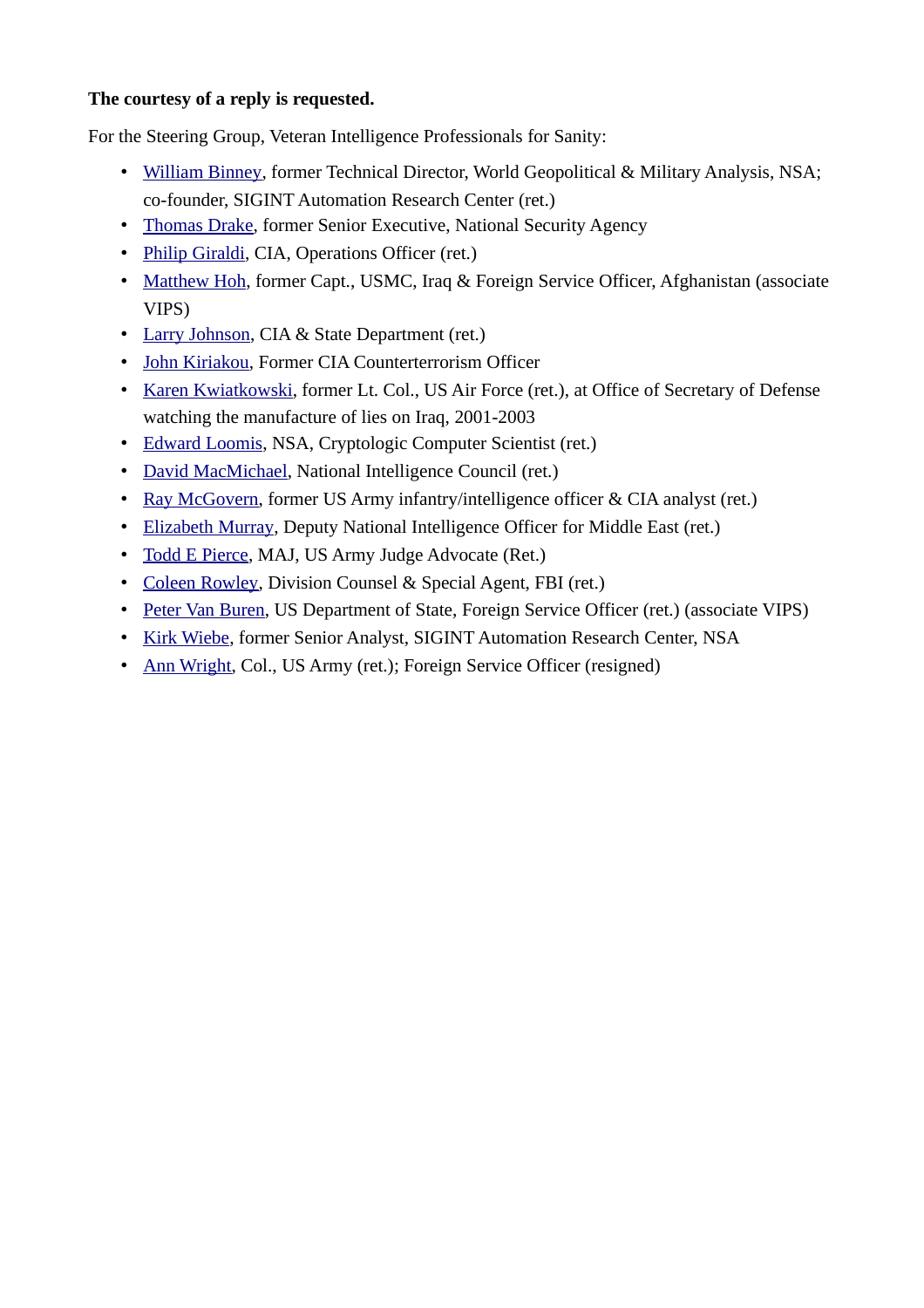**The courtesy of a reply is requested.**

For the Steering Group, Veteran Intelligence Professionals for Sanity:

- William Binney, former Technical Director, World Geopolitical & Military Analysis, NSA; co-founder, SIGINT Automation Research Center (ret.)
- Thomas Drake, former Senior Executive, National Security Agency
- Philip Giraldi, CIA, Operations Officer (ret.)
- Matthew Hoh, former Capt., USMC, Iraq & Foreign Service Officer, Afghanistan (associate VIPS)
- Larry Johnson, CIA & State Department (ret.)
- John Kiriakou, Former CIA Counterterrorism Officer
- Karen Kwiatkowski, former Lt. Col., US Air Force (ret.), at Office of Secretary of Defense watching the manufacture of lies on Iraq, 2001-2003
- Edward Loomis, NSA, Cryptologic Computer Scientist (ret.)
- David MacMichael, National Intelligence Council (ret.)
- Ray McGovern, former US Army infantry/intelligence officer & CIA analyst (ret.)
- Elizabeth Murray, Deputy National Intelligence Officer for Middle East (ret.)
- Todd E Pierce, MAJ, US Army Judge Advocate (Ret.)
- Coleen Rowley, Division Counsel & Special Agent, FBI (ret.)
- Peter Van Buren, US Department of State, Foreign Service Officer (ret.) (associate VIPS)
- Kirk Wiebe, former Senior Analyst, SIGINT Automation Research Center, NSA
- Ann Wright, Col., US Army (ret.); Foreign Service Officer (resigned)